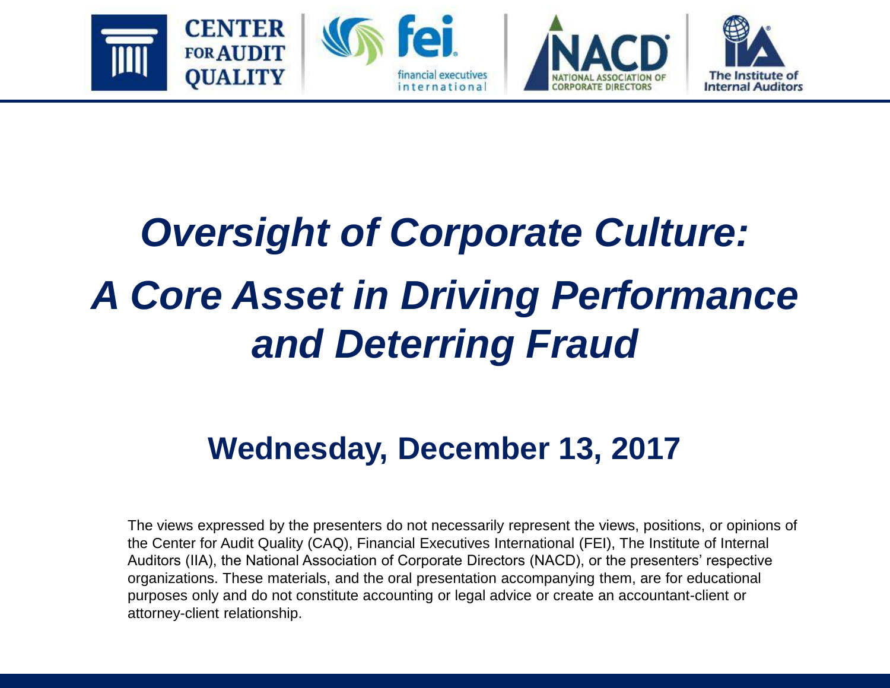# *Oversight of Corporate Culture: A Core Asset in Driving Performance and Deterring Fraud*

## Wednesday, December 13, 2017

The views expressed by the presenters do not necessarily represent the views, positions, or opinions of the Center for Audit Quality (CAQ), Financial Executives International (FEI), The Institute of Internal Auditors (IIA), the National Association of Corporate Directors (NACD), or the presenters' respective organizations. These materials, and the oral presentation accompanying them, are for educational purposes only and do not constitute accounting or legal advice or create an accountant-client or attorney-client relationship.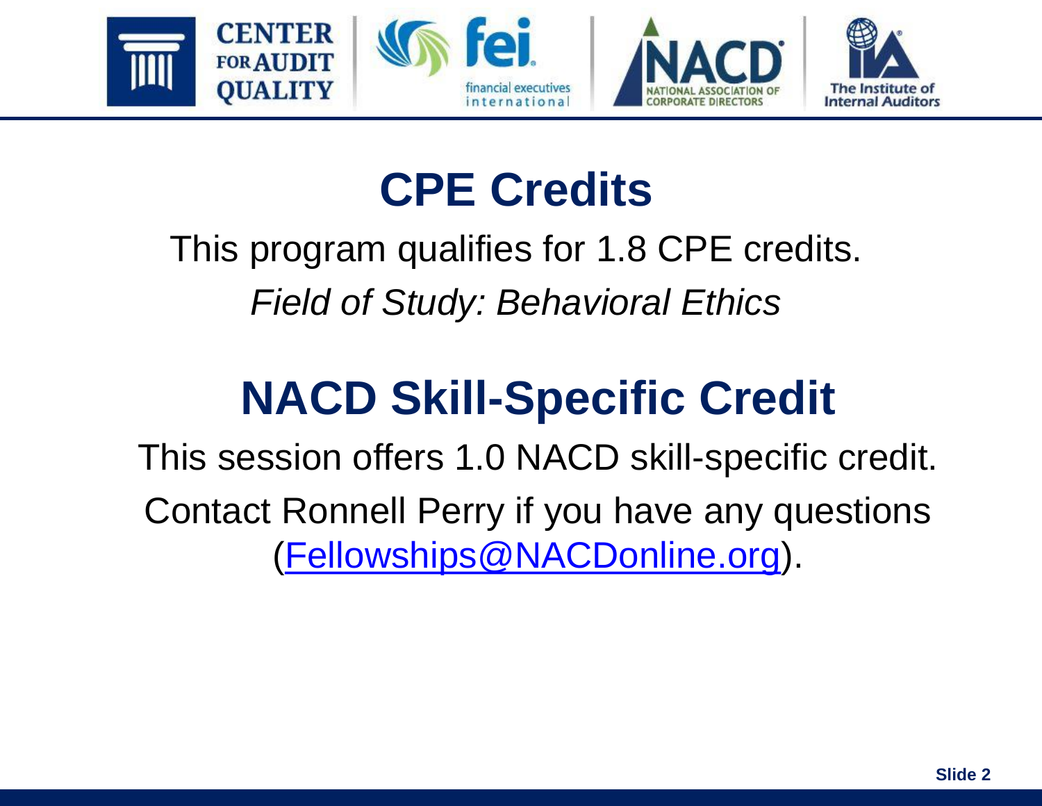# CPE Credits

This program qualifies for 1.8 CPE credits.

*Field of Study: Behavioral Ethics*

# NACD Skill-Specific Credit

This session offers 1.0 NACD skill-specific credit.

Contact Ronnell Perry if you have any questions (Fellowships@NACDonline.org).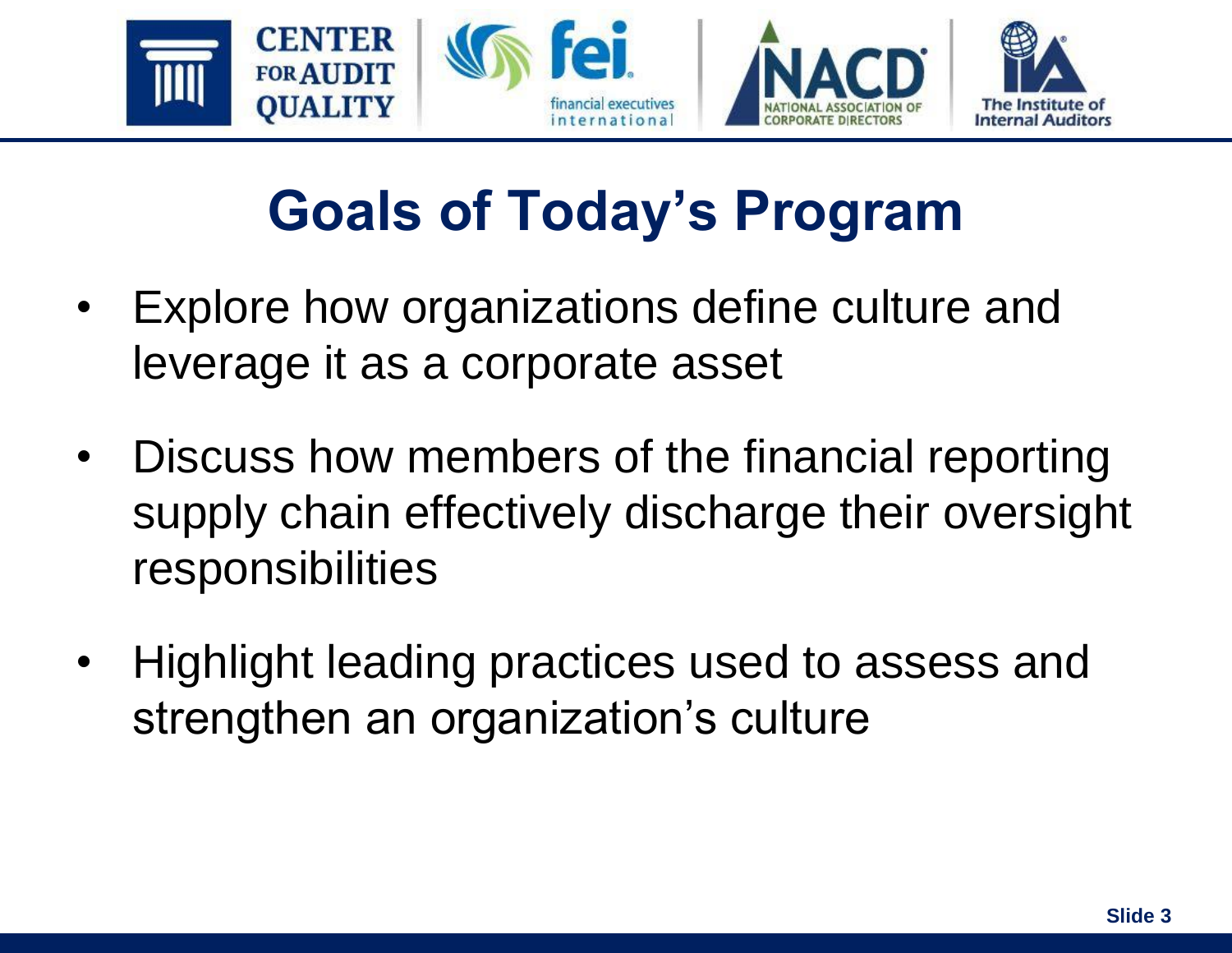# Goals of Today's Program

- Explore how organizations define culture and leverage it as a corporate asset
- Discuss how members of the financial reporting supply chain effectively discharge their oversight responsibilities
- Highlight leading practices used to assess and strengthen an organization's culture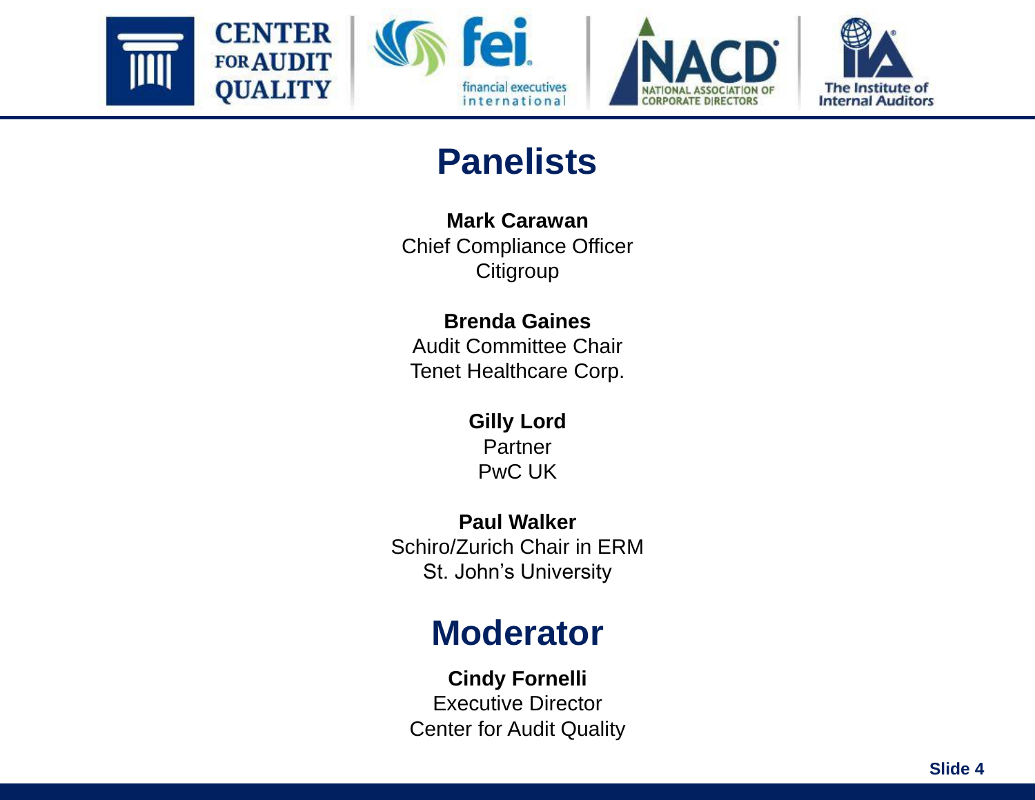## Panelists

**Mark Carawan**
Chief Compliance Officer
Citigroup

**Brenda Gaines**
Audit Committee Chair
Tenet Healthcare Corp.

**Gilly Lord**
Partner
PwC UK

**Paul Walker**
Schiro/Zurich Chair in ERM
St. John's University

## Moderator

**Cindy Fornelli**
Executive Director
Center for Audit Quality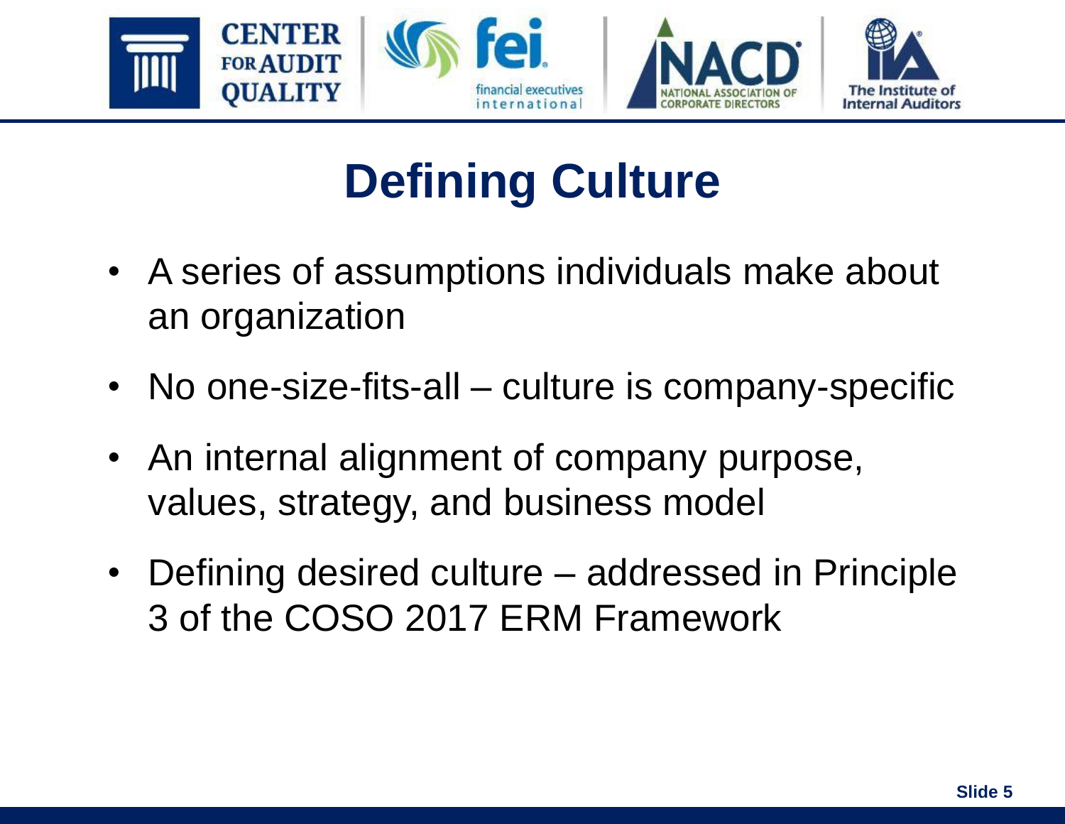# Defining Culture

- A series of assumptions individuals make about an organization
- No one-size-fits-all – culture is company-specific
- An internal alignment of company purpose, values, strategy, and business model
- Defining desired culture – addressed in Principle 3 of the COSO 2017 ERM Framework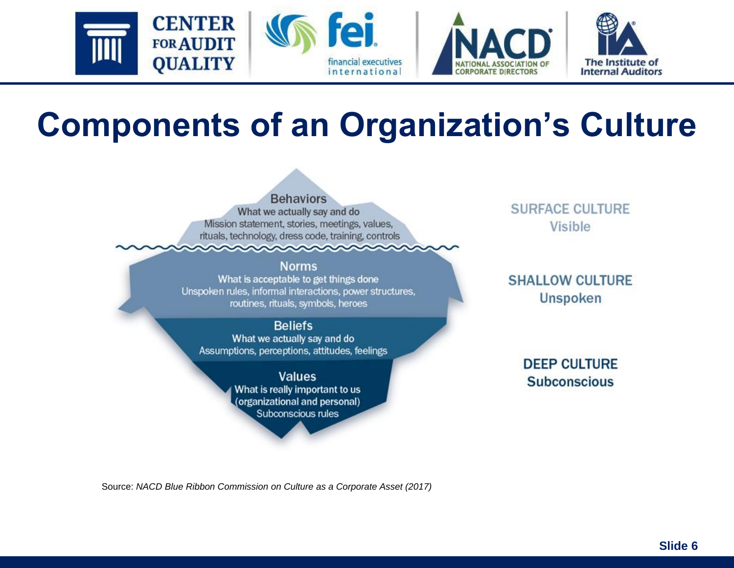# Components of an Organization's Culture

**Behaviors**
What we actually say and do
Mission statement, stories, meetings, values, rituals, technology, dress code, training, controls

**Norms**
What is acceptable to get things done
Unspoken rules, informal interactions, power structures, routines, rituals, symbols, heroes

**Beliefs**
What we actually say and do
Assumptions, perceptions, attitudes, feelings

**Values**
What is really important to us (organizational and personal)
Subconscious rules

SURFACE CULTURE
Visible

SHALLOW CULTURE
Unspoken

DEEP CULTURE
Subconscious

Source: *NACD Blue Ribbon Commission on Culture as a Corporate Asset (2017)*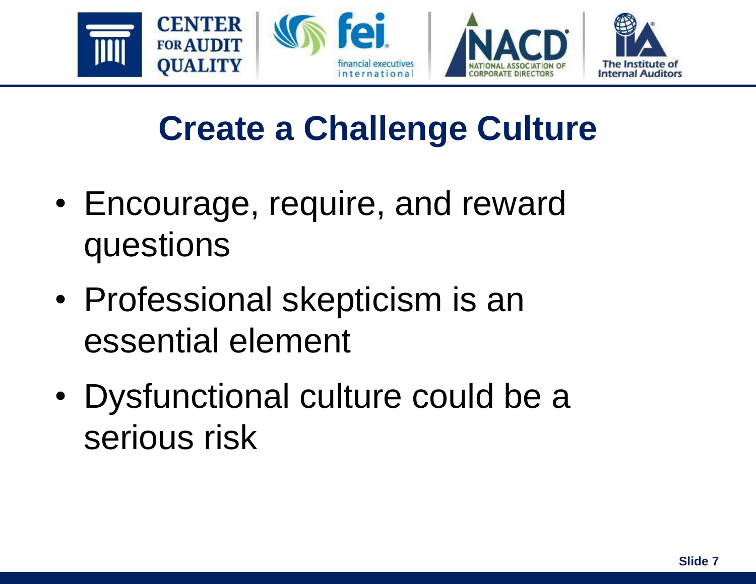# Create a Challenge Culture

- Encourage, require, and reward questions
- Professional skepticism is an essential element
- Dysfunctional culture could be a serious risk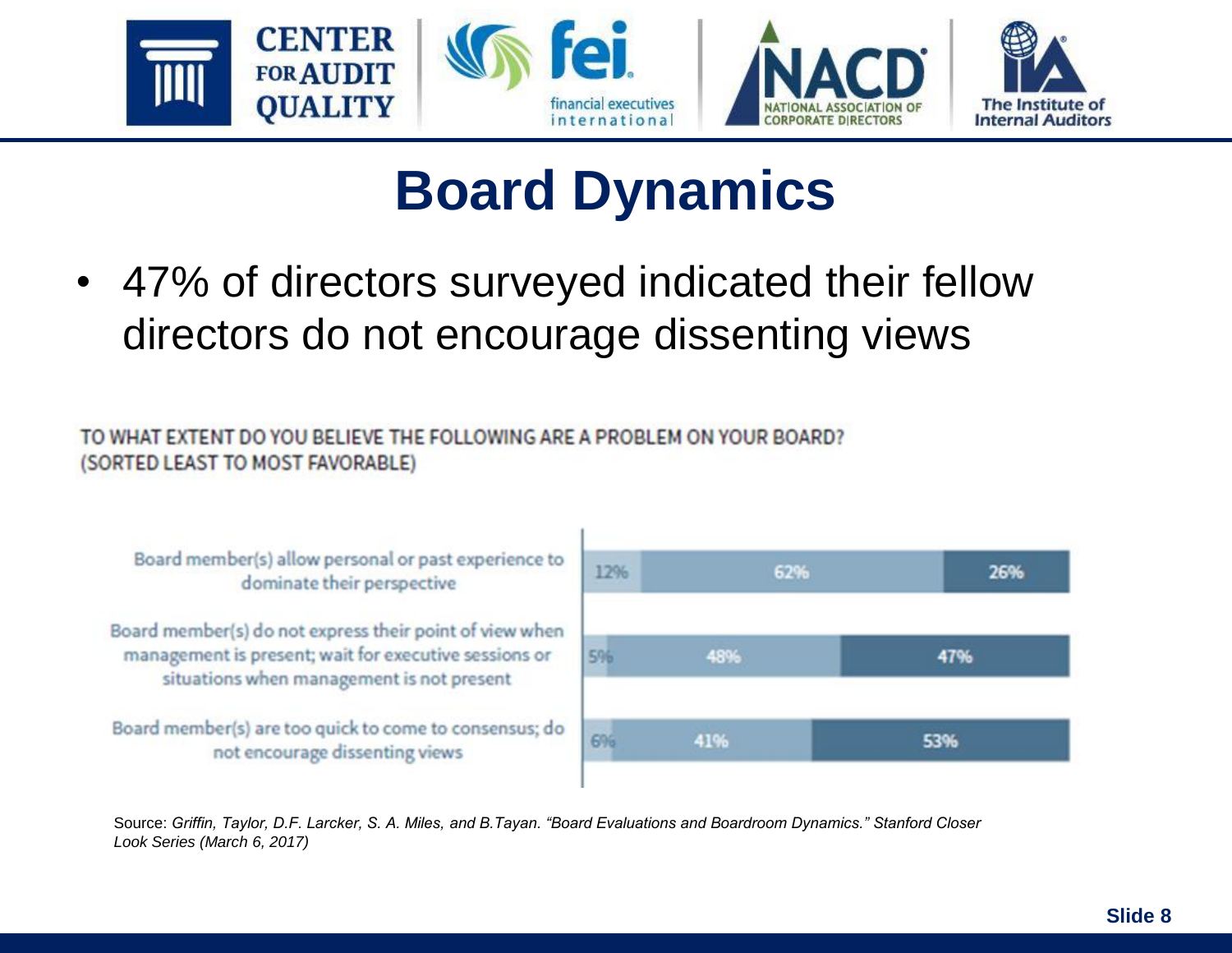# Board Dynamics

- 47% of directors surveyed indicated their fellow directors do not encourage dissenting views

TO WHAT EXTENT DO YOU BELIEVE THE FOLLOWING ARE A PROBLEM ON YOUR BOARD? (SORTED LEAST TO MOST FAVORABLE)

| | | | |
|---|---|---|---|
| Board member(s) allow personal or past experience to dominate their perspective | 12% | 62% | 26% |
| Board member(s) do not express their point of view when management is present; wait for executive sessions or situations when management is not present | 5% | 48% | 47% |
| Board member(s) are too quick to come to consensus; do not encourage dissenting views | 6% | 41% | 53% |

Source: *Griffin, Taylor, D.F. Larcker, S. A. Miles, and B.Tayan. "Board Evaluations and Boardroom Dynamics." Stanford Closer Look Series (March 6, 2017)*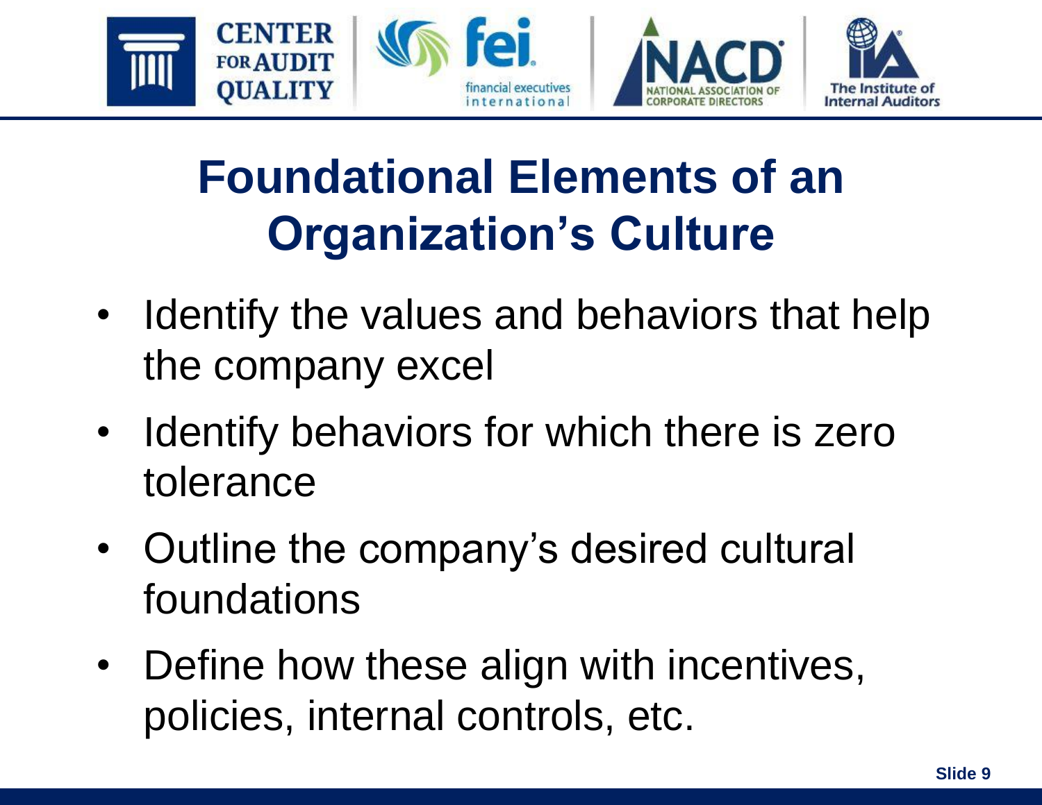# Foundational Elements of an Organization's Culture

- Identify the values and behaviors that help the company excel
- Identify behaviors for which there is zero tolerance
- Outline the company's desired cultural foundations
- Define how these align with incentives, policies, internal controls, etc.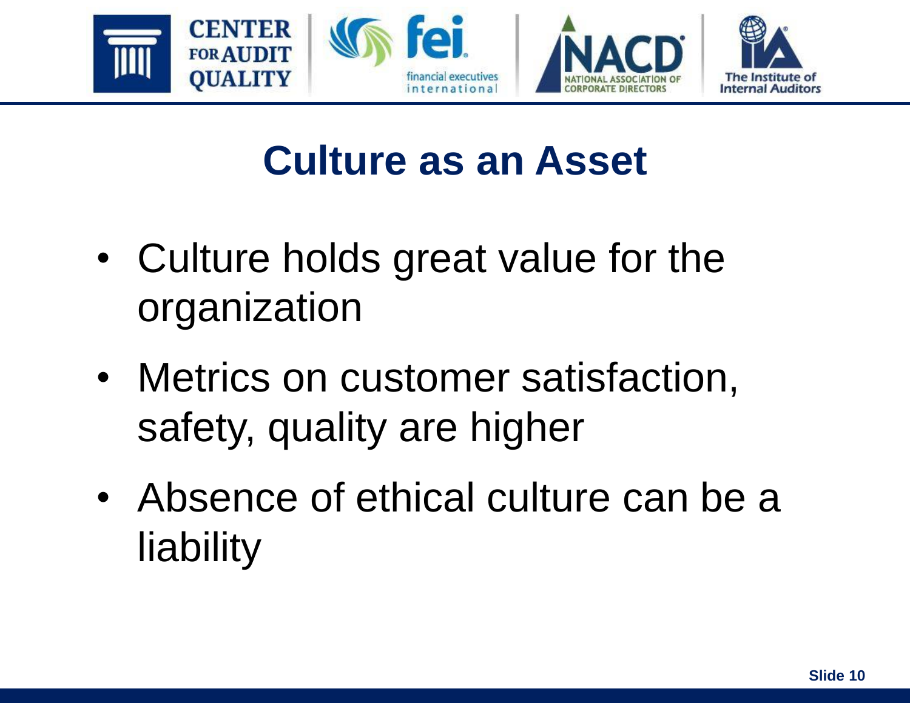# Culture as an Asset

- Culture holds great value for the organization
- Metrics on customer satisfaction, safety, quality are higher
- Absence of ethical culture can be a liability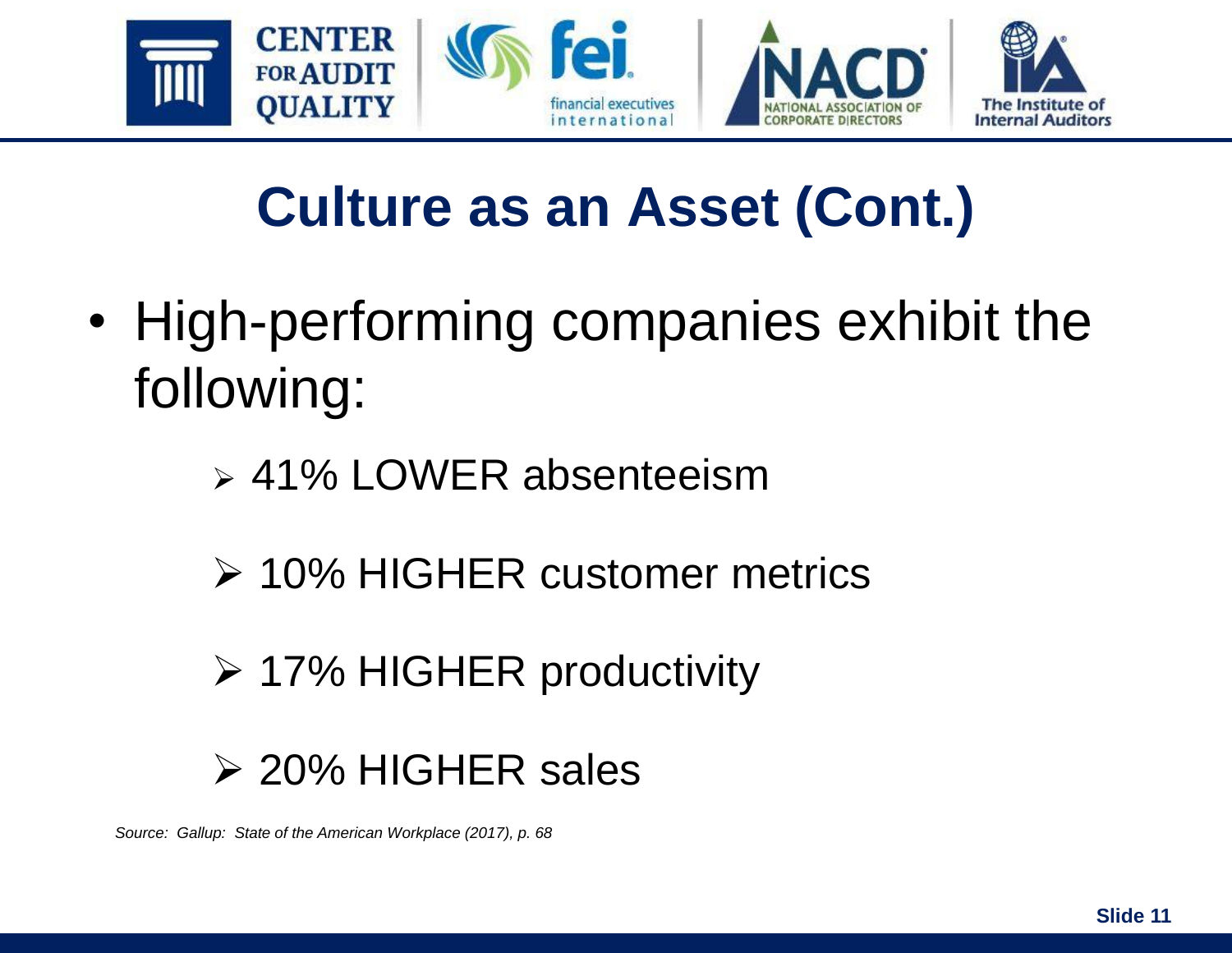# Culture as an Asset (Cont.)

- High-performing companies exhibit the following:
  - 41% LOWER absenteeism
  - 10% HIGHER customer metrics
  - 17% HIGHER productivity
  - 20% HIGHER sales

*Source: Gallup: State of the American Workplace (2017), p. 68*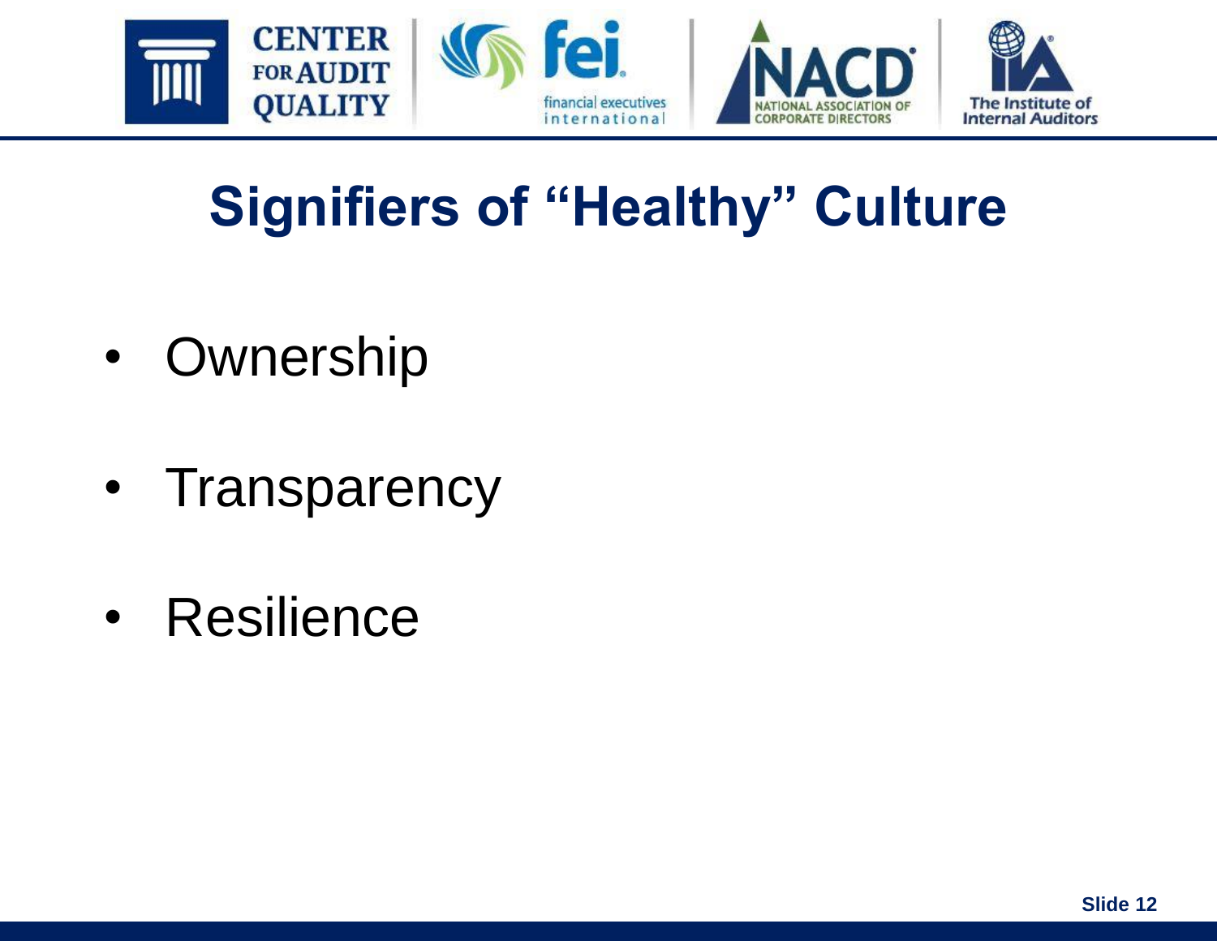# Signifiers of "Healthy" Culture

- Ownership
- Transparency
- Resilience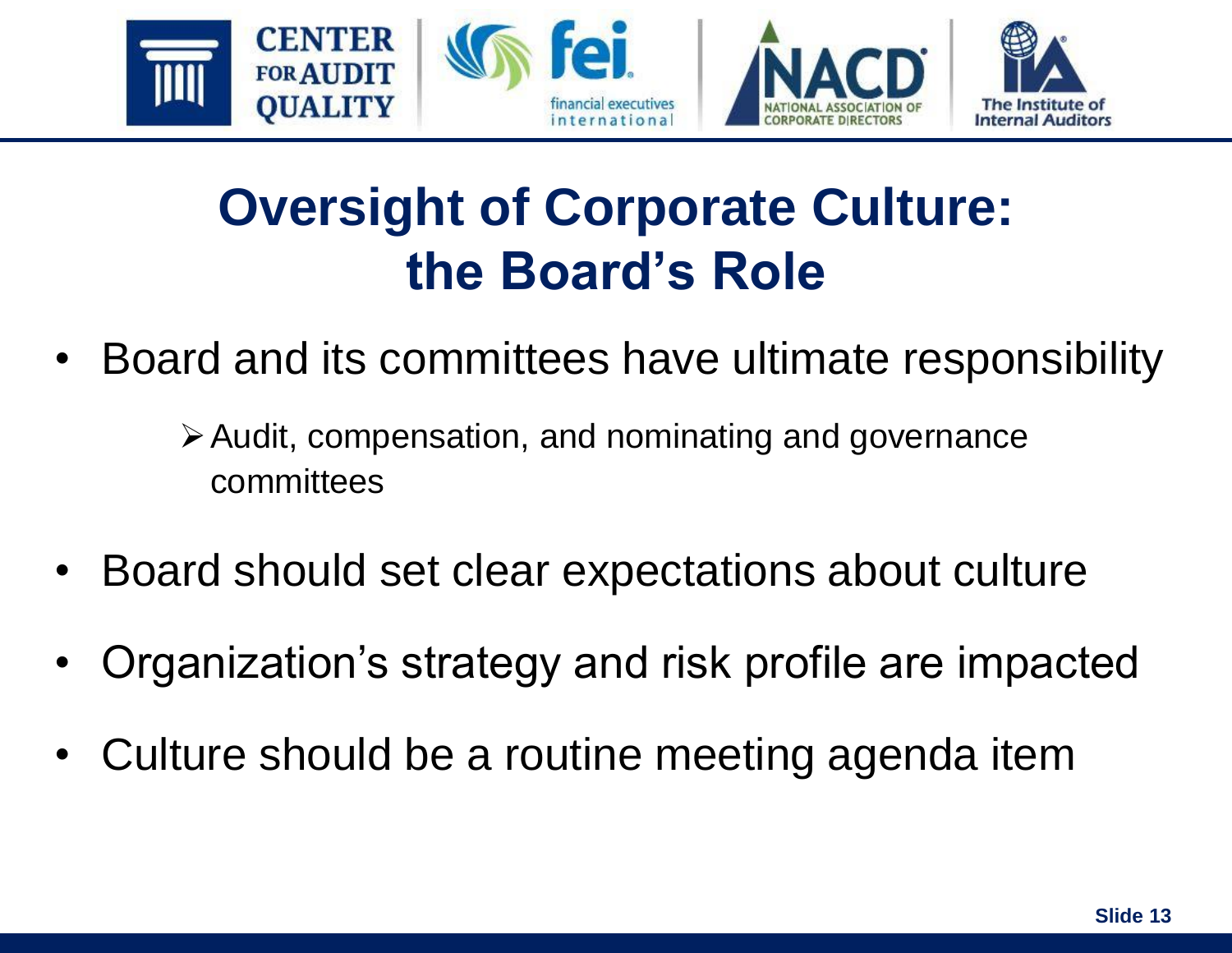# Oversight of Corporate Culture: the Board's Role

- Board and its committees have ultimate responsibility
  - Audit, compensation, and nominating and governance committees
- Board should set clear expectations about culture
- Organization's strategy and risk profile are impacted
- Culture should be a routine meeting agenda item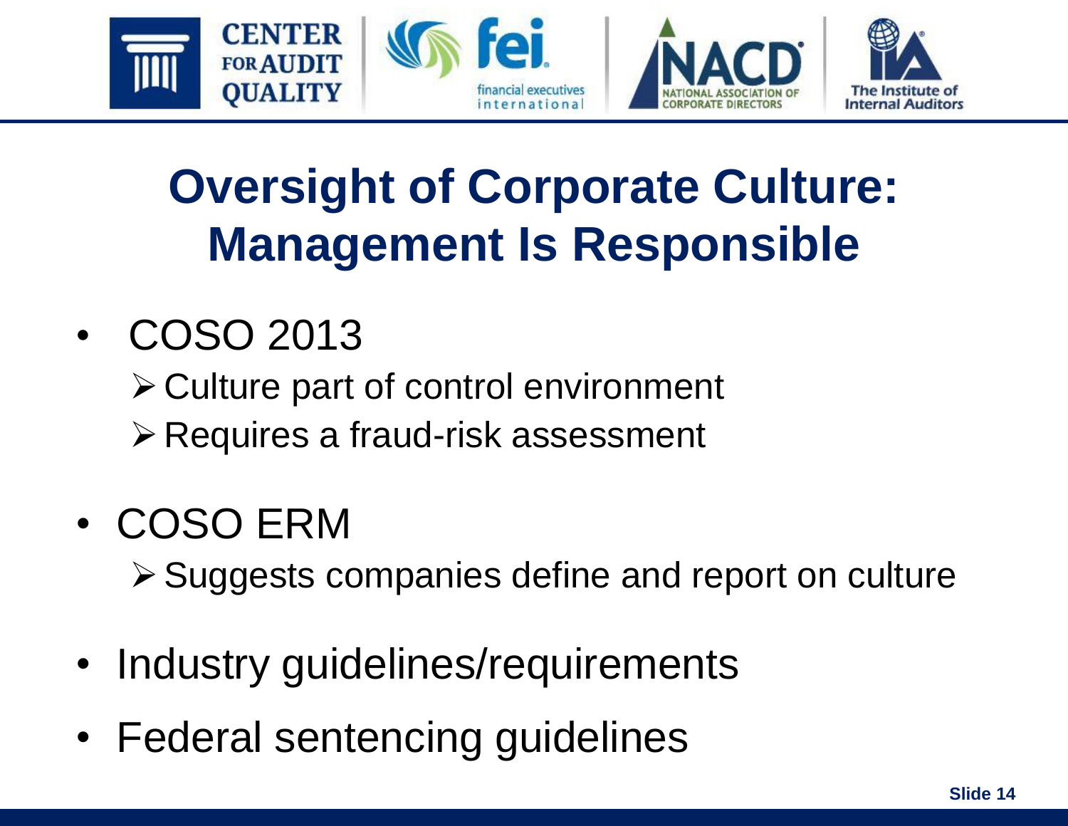# Oversight of Corporate Culture: Management Is Responsible

- COSO 2013
  - Culture part of control environment
  - Requires a fraud-risk assessment
- COSO ERM
  - Suggests companies define and report on culture
- Industry guidelines/requirements
- Federal sentencing guidelines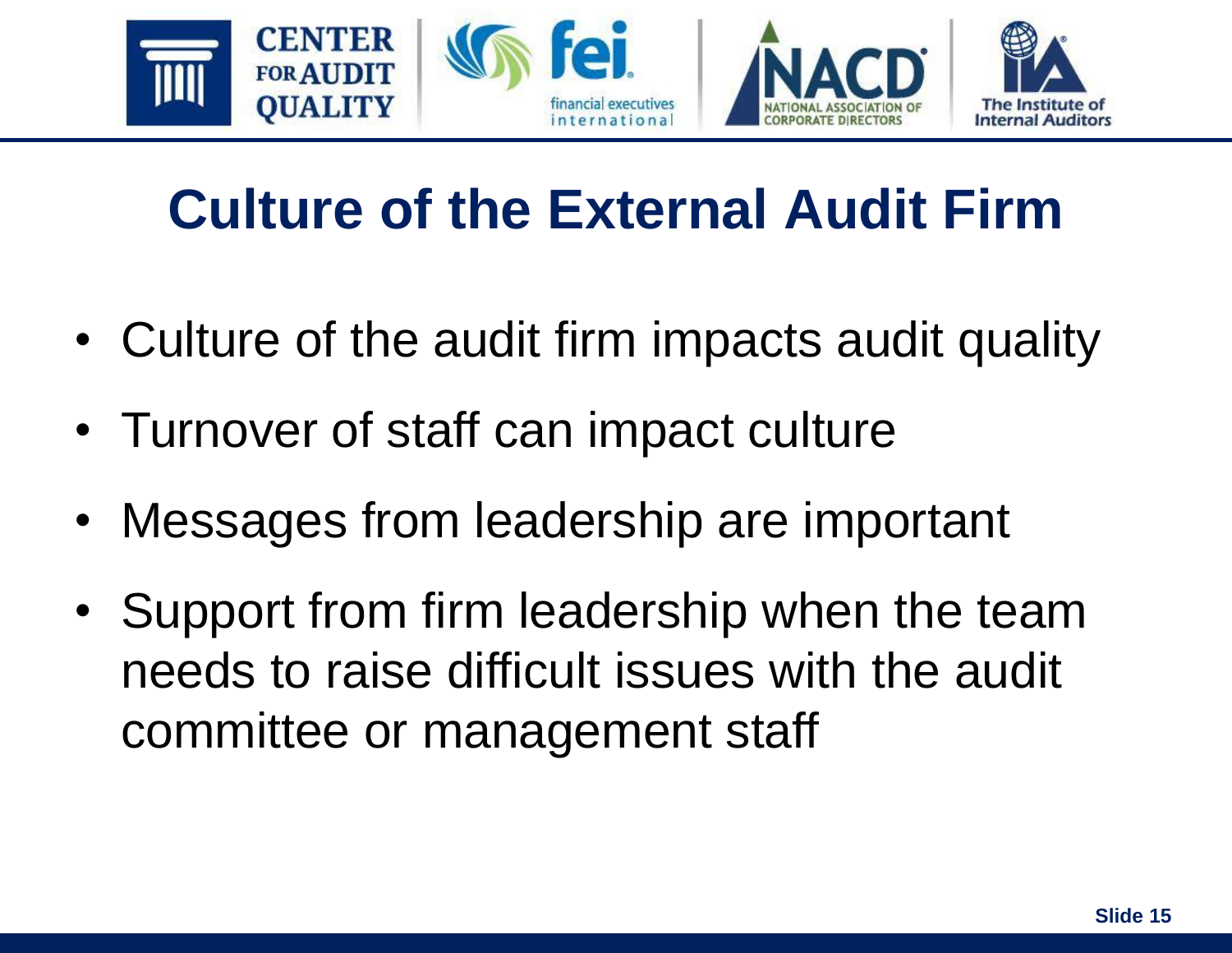# Culture of the External Audit Firm

- Culture of the audit firm impacts audit quality
- Turnover of staff can impact culture
- Messages from leadership are important
- Support from firm leadership when the team needs to raise difficult issues with the audit committee or management staff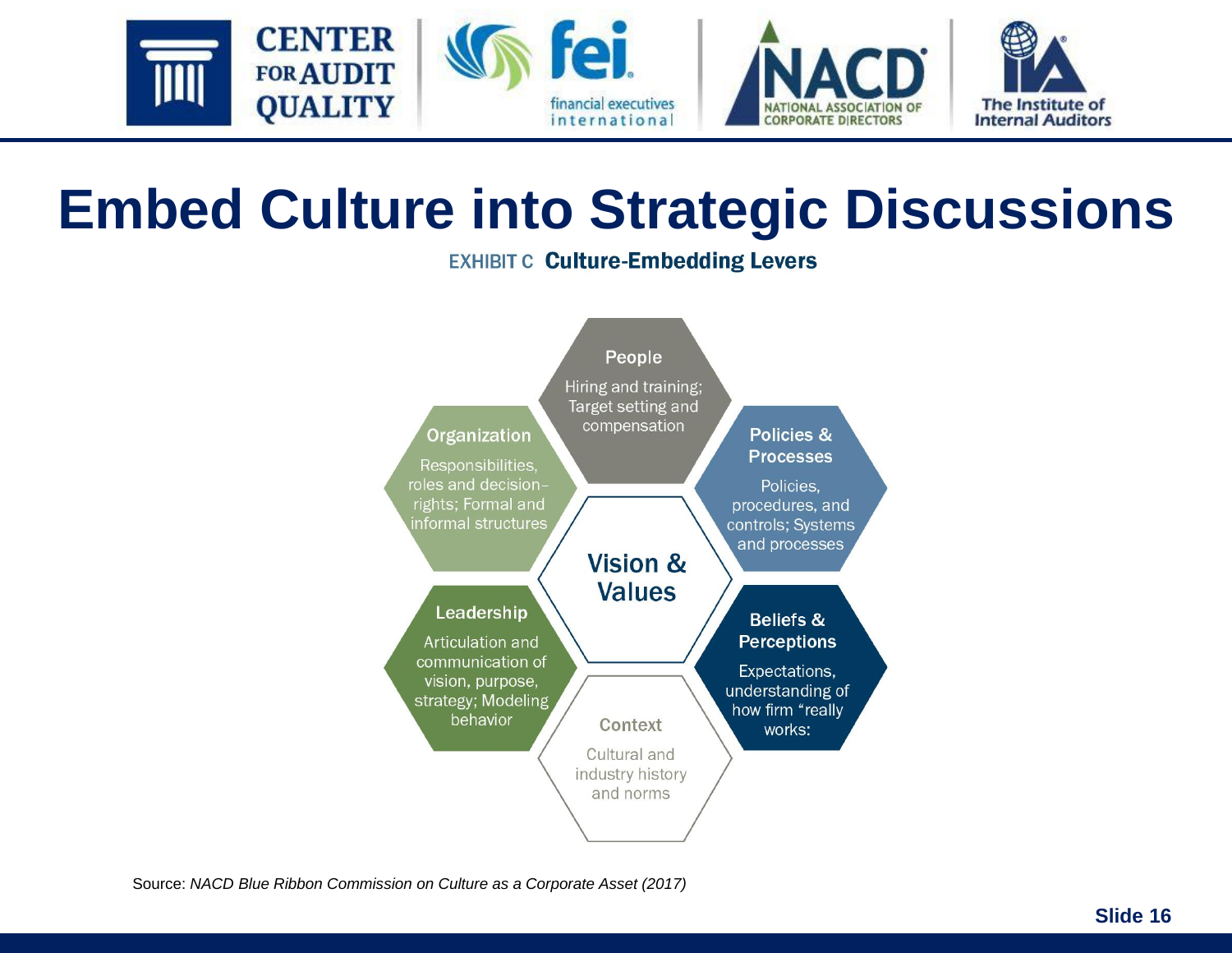# Embed Culture into Strategic Discussions

**EXHIBIT C Culture-Embedding Levers**

**Vision & Values**

**People**
Hiring and training; Target setting and compensation

**Policies & Processes**
Policies, procedures, and controls; Systems and processes

**Beliefs & Perceptions**
Expectations, understanding of how firm "really works:

**Context**
Cultural and industry history and norms

**Leadership**
Articulation and communication of vision, purpose, strategy; Modeling behavior

**Organization**
Responsibilities, roles and decision-rights; Formal and informal structures

Source: *NACD Blue Ribbon Commission on Culture as a Corporate Asset (2017)*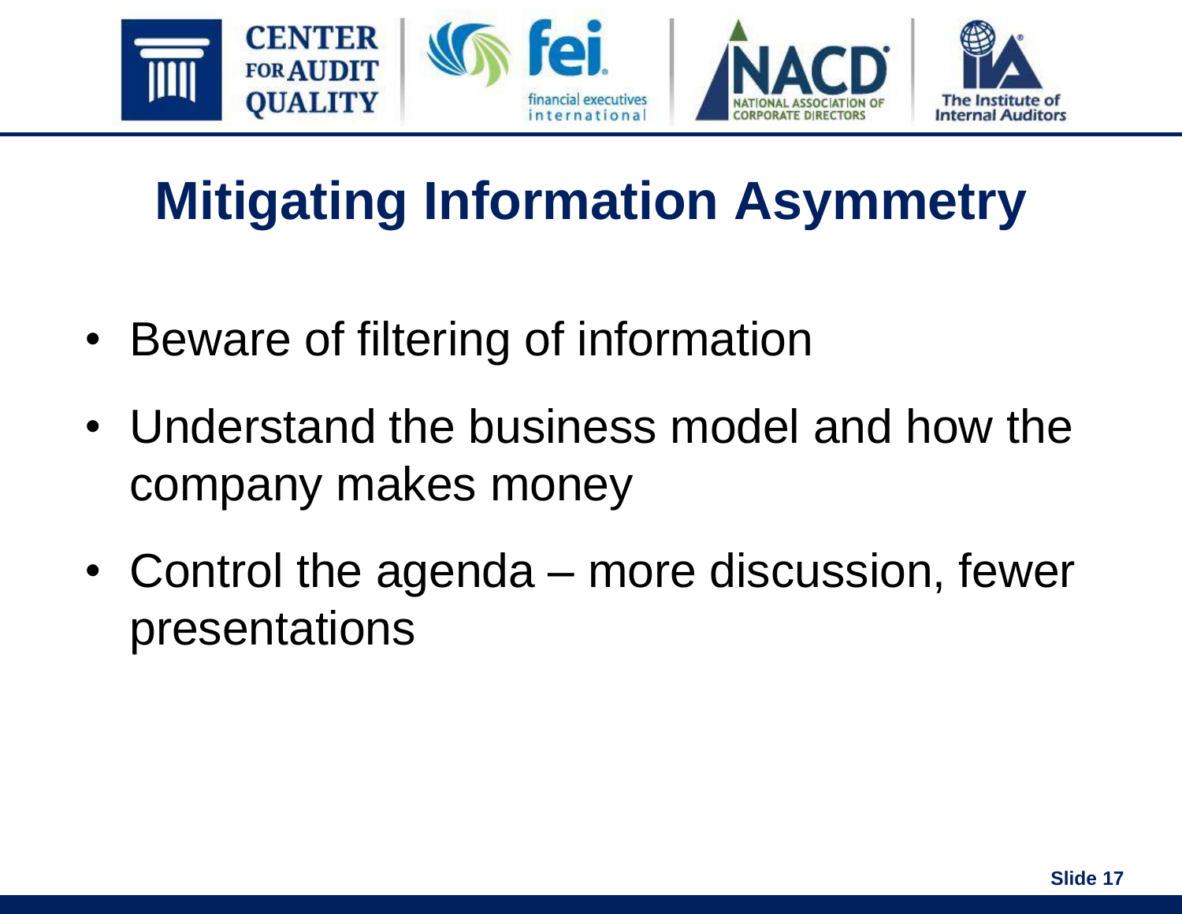# Mitigating Information Asymmetry

- Beware of filtering of information
- Understand the business model and how the company makes money
- Control the agenda – more discussion, fewer presentations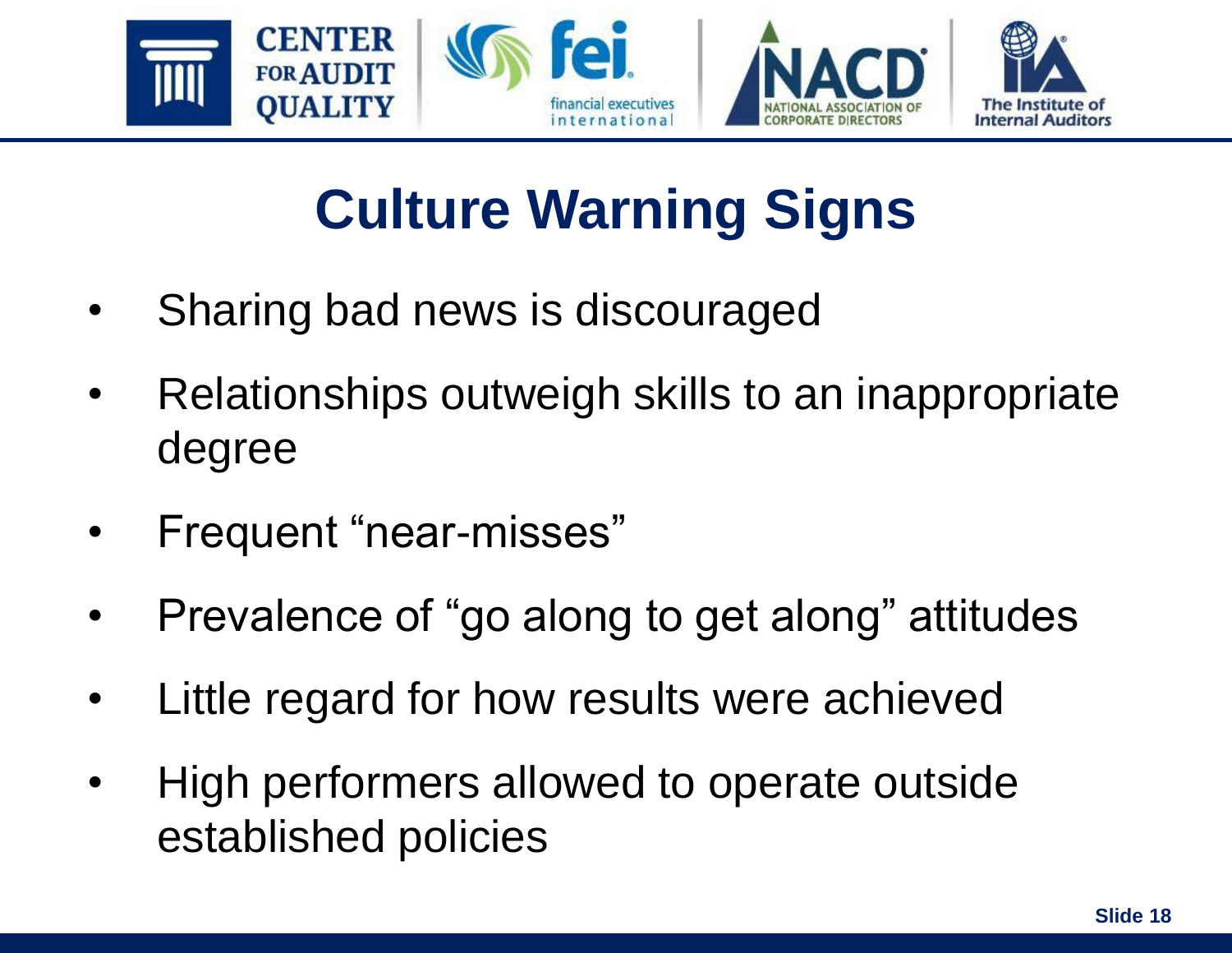# Culture Warning Signs

- Sharing bad news is discouraged
- Relationships outweigh skills to an inappropriate degree
- Frequent "near-misses"
- Prevalence of "go along to get along" attitudes
- Little regard for how results were achieved
- High performers allowed to operate outside established policies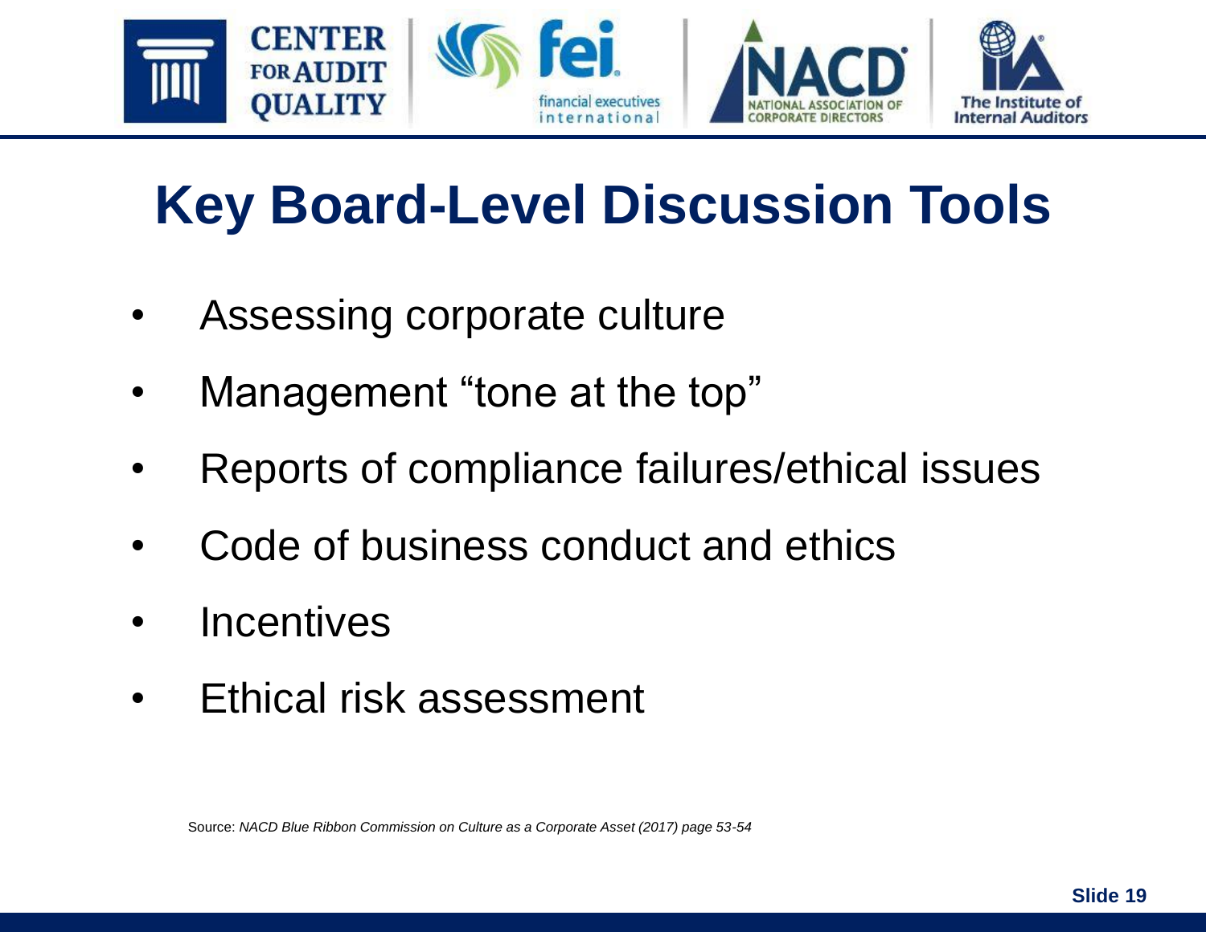# Key Board-Level Discussion Tools

- Assessing corporate culture
- Management "tone at the top"
- Reports of compliance failures/ethical issues
- Code of business conduct and ethics
- Incentives
- Ethical risk assessment

Source: *NACD Blue Ribbon Commission on Culture as a Corporate Asset (2017) page 53-54*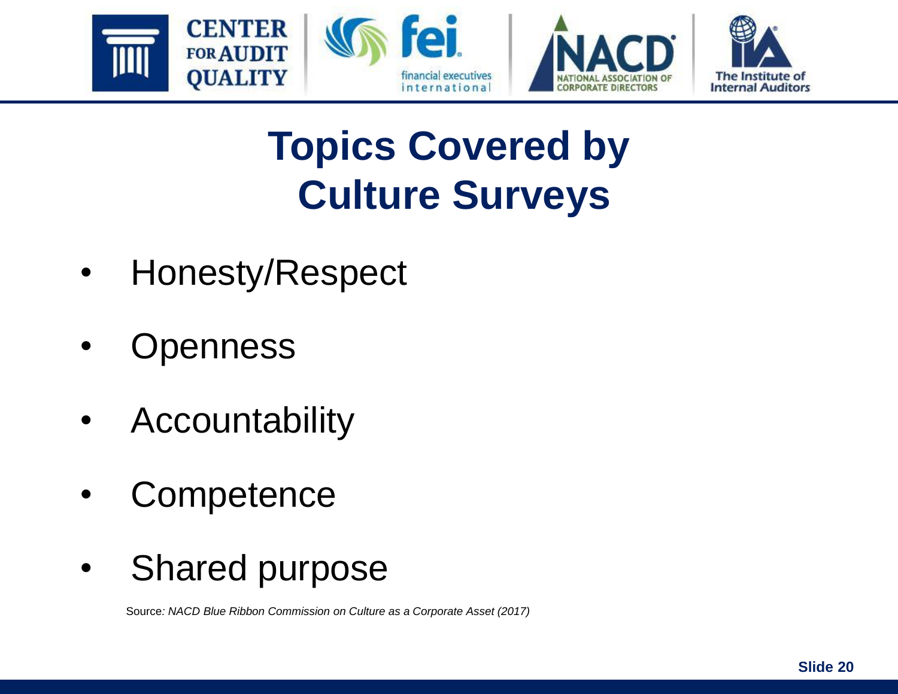# Topics Covered by Culture Surveys

- Honesty/Respect
- Openness
- Accountability
- Competence
- Shared purpose

Source*: NACD Blue Ribbon Commission on Culture as a Corporate Asset (2017)*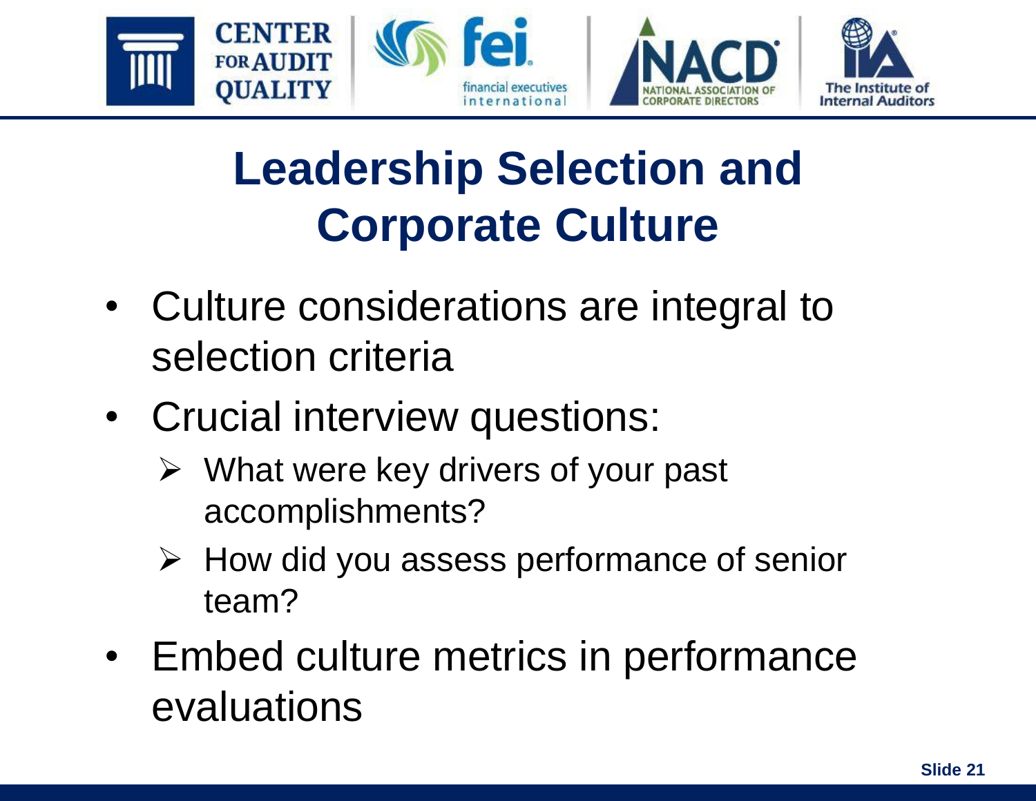# Leadership Selection and Corporate Culture

- Culture considerations are integral to selection criteria
- Crucial interview questions:
  - What were key drivers of your past accomplishments?
  - How did you assess performance of senior team?
- Embed culture metrics in performance evaluations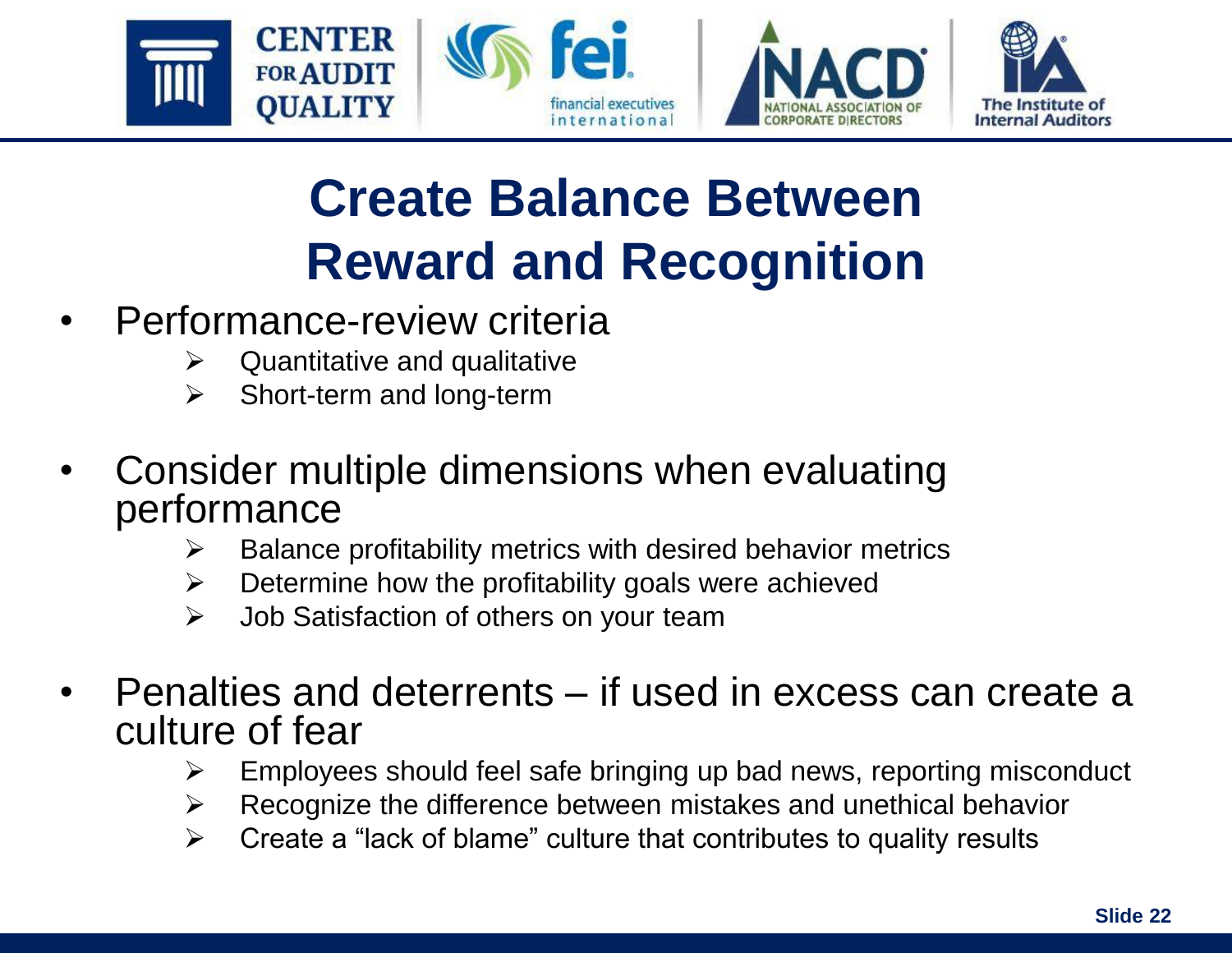# Create Balance Between Reward and Recognition

- Performance-review criteria
  - Quantitative and qualitative
  - Short-term and long-term
- Consider multiple dimensions when evaluating performance
  - Balance profitability metrics with desired behavior metrics
  - Determine how the profitability goals were achieved
  - Job Satisfaction of others on your team
- Penalties and deterrents – if used in excess can create a culture of fear
  - Employees should feel safe bringing up bad news, reporting misconduct
  - Recognize the difference between mistakes and unethical behavior
  - Create a "lack of blame" culture that contributes to quality results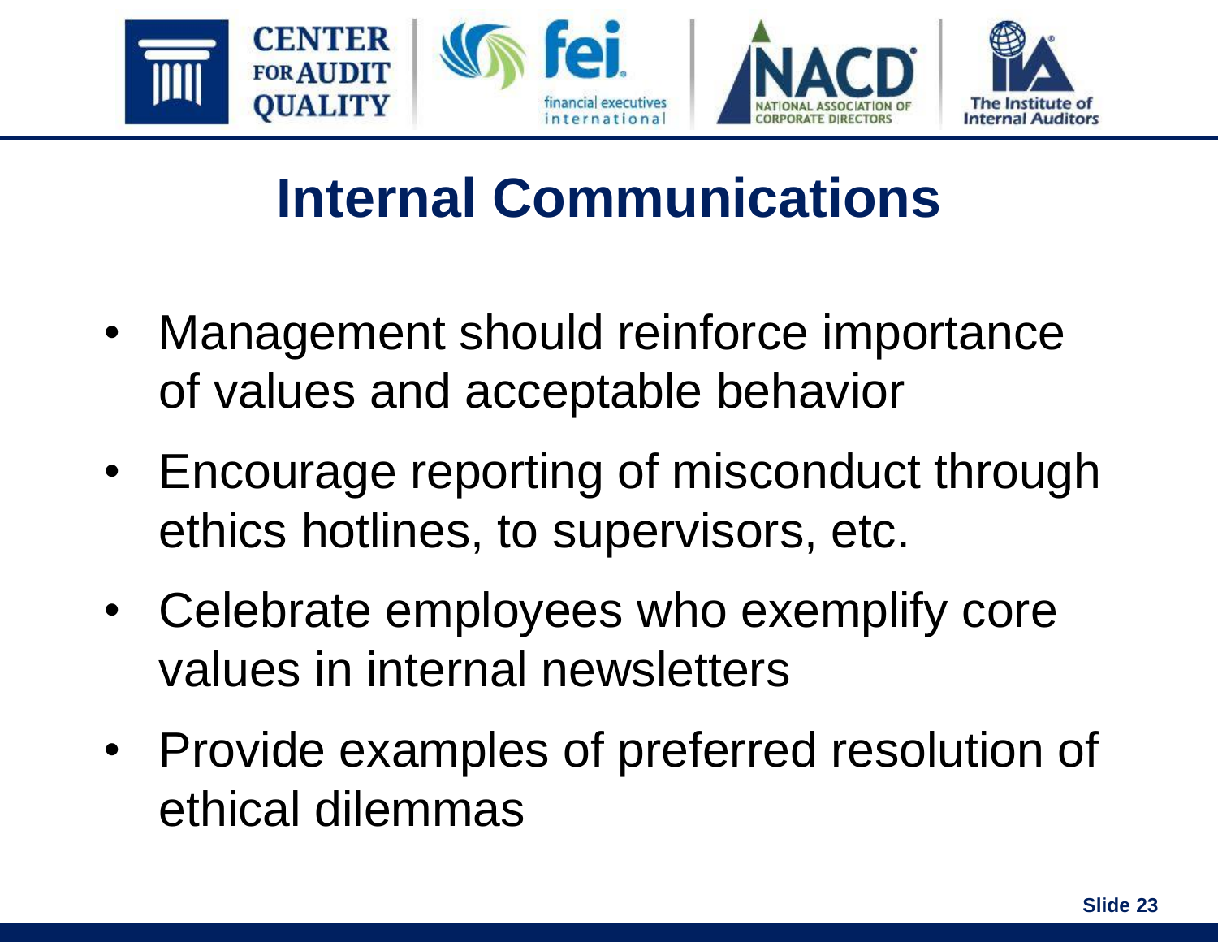# Internal Communications

- Management should reinforce importance of values and acceptable behavior
- Encourage reporting of misconduct through ethics hotlines, to supervisors, etc.
- Celebrate employees who exemplify core values in internal newsletters
- Provide examples of preferred resolution of ethical dilemmas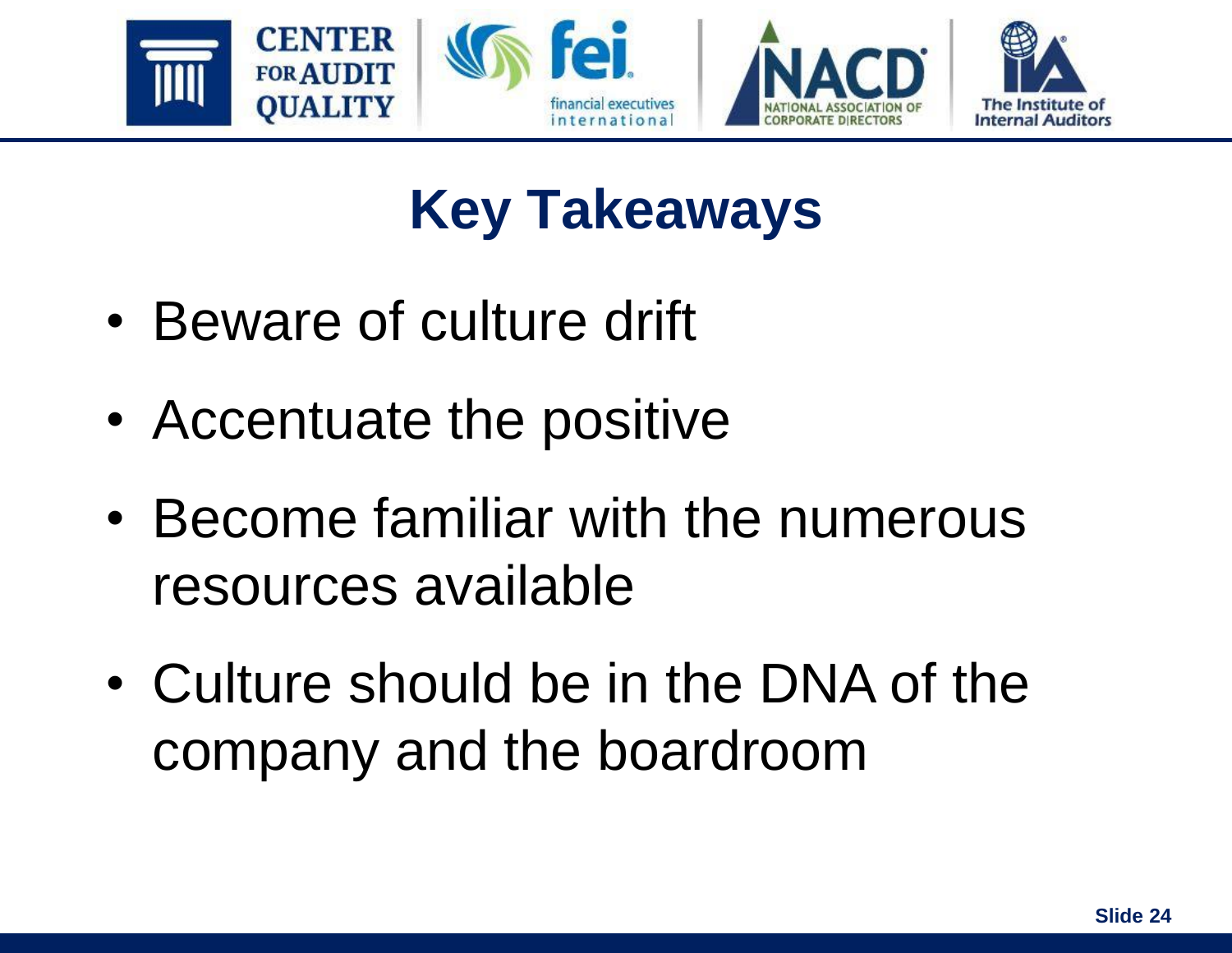# Key Takeaways

- Beware of culture drift
- Accentuate the positive
- Become familiar with the numerous resources available
- Culture should be in the DNA of the company and the boardroom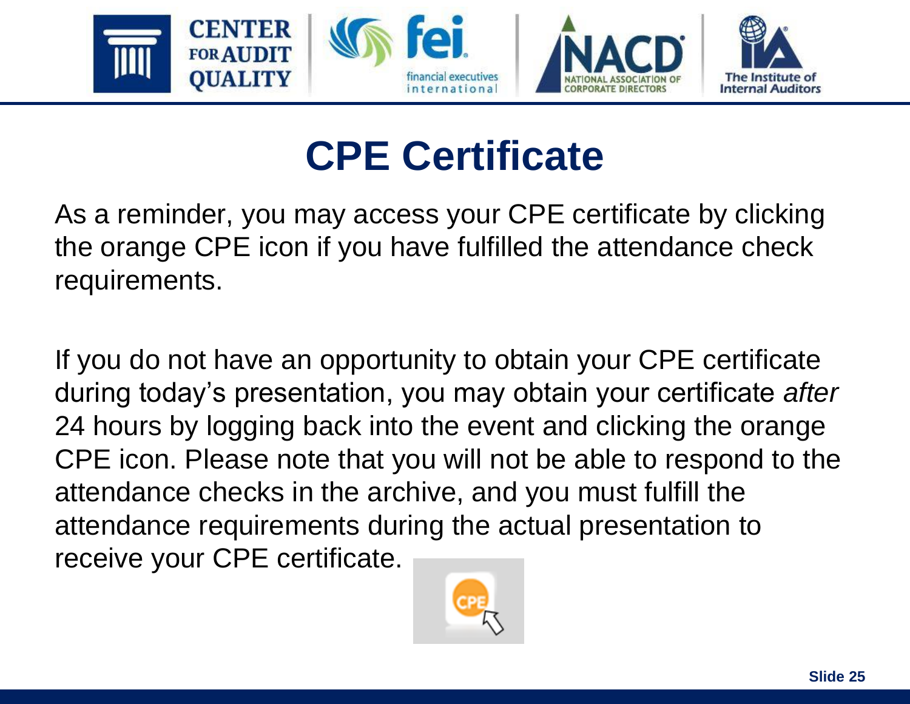# CPE Certificate

As a reminder, you may access your CPE certificate by clicking the orange CPE icon if you have fulfilled the attendance check requirements.

If you do not have an opportunity to obtain your CPE certificate during today's presentation, you may obtain your certificate *after* 24 hours by logging back into the event and clicking the orange CPE icon. Please note that you will not be able to respond to the attendance checks in the archive, and you must fulfill the attendance requirements during the actual presentation to receive your CPE certificate.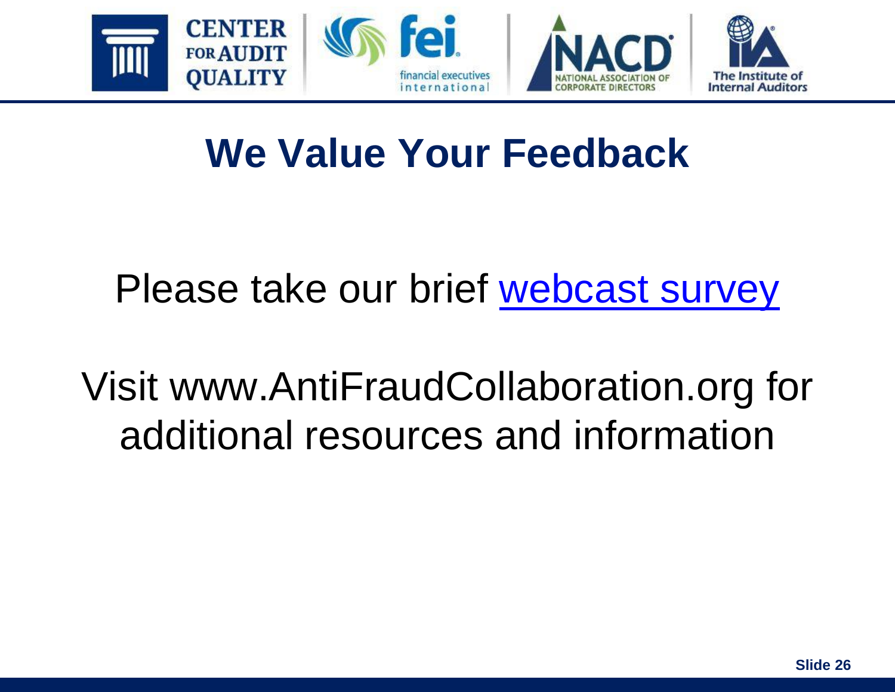# We Value Your Feedback

Please take our brief webcast survey

Visit www.AntiFraudCollaboration.org for additional resources and information